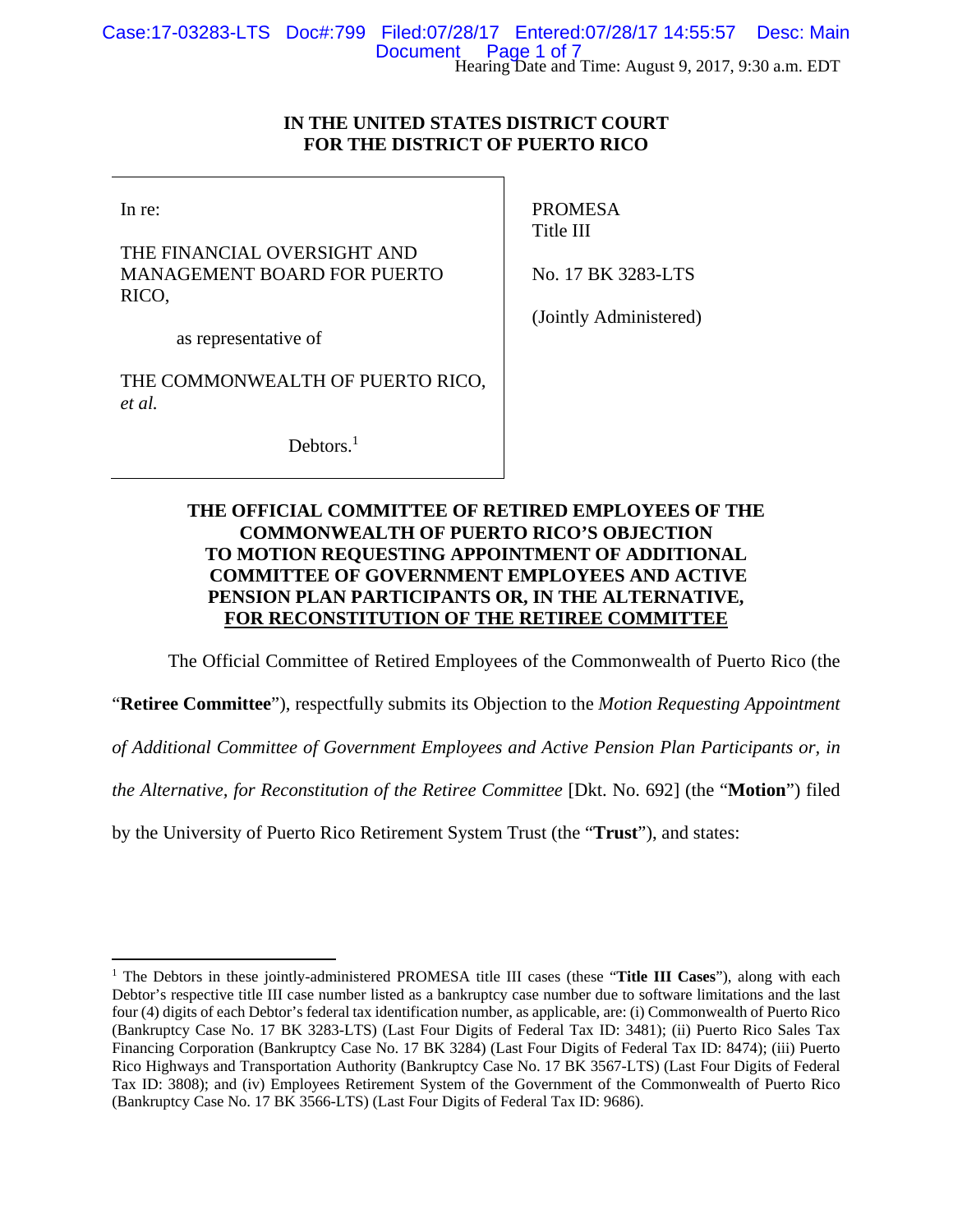Hearing Date and Time: August 9, 2017, 9:30 a.m. EDT

**IN THE UNITED STATES DISTRICT COURT**
**FOR THE DISTRICT OF PUERTO RICO**

| | |
|---|---|
| In re:<br><br>THE FINANCIAL OVERSIGHT AND MANAGEMENT BOARD FOR PUERTO RICO,<br><br>as representative of<br><br>THE COMMONWEALTH OF PUERTO RICO, *et al.*<br><br>Debtors.[1] | PROMESA<br>Title III<br><br>No. 17 BK 3283-LTS<br><br>(Jointly Administered) |

**THE OFFICIAL COMMITTEE OF RETIRED EMPLOYEES OF THE COMMONWEALTH OF PUERTO RICO'S OBJECTION TO MOTION REQUESTING APPOINTMENT OF ADDITIONAL COMMITTEE OF GOVERNMENT EMPLOYEES AND ACTIVE PENSION PLAN PARTICIPANTS OR, IN THE ALTERNATIVE, FOR RECONSTITUTION OF THE RETIREE COMMITTEE**

The Official Committee of Retired Employees of the Commonwealth of Puerto Rico (the "**Retiree Committee**"), respectfully submits its Objection to the *Motion Requesting Appointment of Additional Committee of Government Employees and Active Pension Plan Participants or, in the Alternative, for Reconstitution of the Retiree Committee* [Dkt. No. 692] (the "**Motion**") filed by the University of Puerto Rico Retirement System Trust (the "**Trust**"), and states:

---

[1] The Debtors in these jointly-administered PROMESA title III cases (these "**Title III Cases**"), along with each Debtor's respective title III case number listed as a bankruptcy case number due to software limitations and the last four (4) digits of each Debtor's federal tax identification number, as applicable, are: (i) Commonwealth of Puerto Rico (Bankruptcy Case No. 17 BK 3283-LTS) (Last Four Digits of Federal Tax ID: 3481); (ii) Puerto Rico Sales Tax Financing Corporation (Bankruptcy Case No. 17 BK 3284) (Last Four Digits of Federal Tax ID: 8474); (iii) Puerto Rico Highways and Transportation Authority (Bankruptcy Case No. 17 BK 3567-LTS) (Last Four Digits of Federal Tax ID: 3808); and (iv) Employees Retirement System of the Government of the Commonwealth of Puerto Rico (Bankruptcy Case No. 17 BK 3566-LTS) (Last Four Digits of Federal Tax ID: 9686).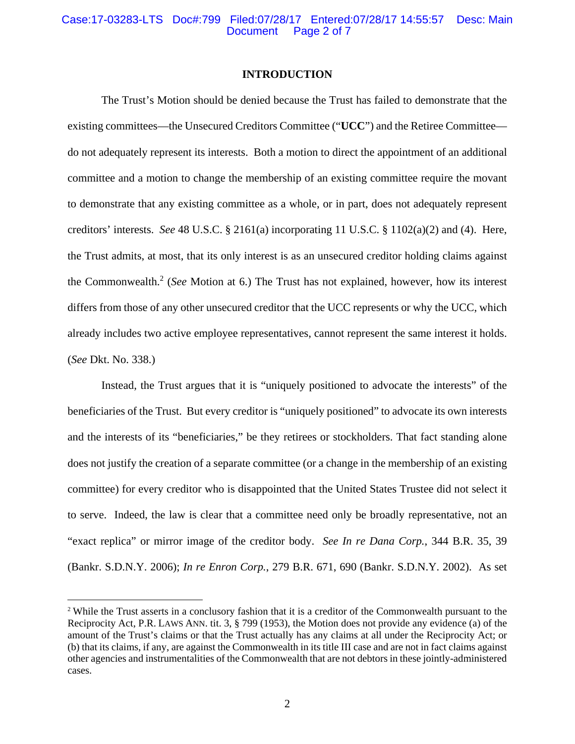## INTRODUCTION

The Trust's Motion should be denied because the Trust has failed to demonstrate that the existing committees—the Unsecured Creditors Committee ("**UCC**") and the Retiree Committee—do not adequately represent its interests. Both a motion to direct the appointment of an additional committee and a motion to change the membership of an existing committee require the movant to demonstrate that any existing committee as a whole, or in part, does not adequately represent creditors' interests. *See* 48 U.S.C. § 2161(a) incorporating 11 U.S.C. § 1102(a)(2) and (4). Here, the Trust admits, at most, that its only interest is as an unsecured creditor holding claims against the Commonwealth.[2] (*See* Motion at 6.) The Trust has not explained, however, how its interest differs from those of any other unsecured creditor that the UCC represents or why the UCC, which already includes two active employee representatives, cannot represent the same interest it holds. (*See* Dkt. No. 338.)

Instead, the Trust argues that it is "uniquely positioned to advocate the interests" of the beneficiaries of the Trust. But every creditor is "uniquely positioned" to advocate its own interests and the interests of its "beneficiaries," be they retirees or stockholders. That fact standing alone does not justify the creation of a separate committee (or a change in the membership of an existing committee) for every creditor who is disappointed that the United States Trustee did not select it to serve. Indeed, the law is clear that a committee need only be broadly representative, not an "exact replica" or mirror image of the creditor body. *See In re Dana Corp.*, 344 B.R. 35, 39 (Bankr. S.D.N.Y. 2006); *In re Enron Corp.*, 279 B.R. 671, 690 (Bankr. S.D.N.Y. 2002). As set

[2] While the Trust asserts in a conclusory fashion that it is a creditor of the Commonwealth pursuant to the Reciprocity Act, P.R. LAWS ANN. tit. 3, § 799 (1953), the Motion does not provide any evidence (a) of the amount of the Trust's claims or that the Trust actually has any claims at all under the Reciprocity Act; or (b) that its claims, if any, are against the Commonwealth in its title III case and are not in fact claims against other agencies and instrumentalities of the Commonwealth that are not debtors in these jointly-administered cases.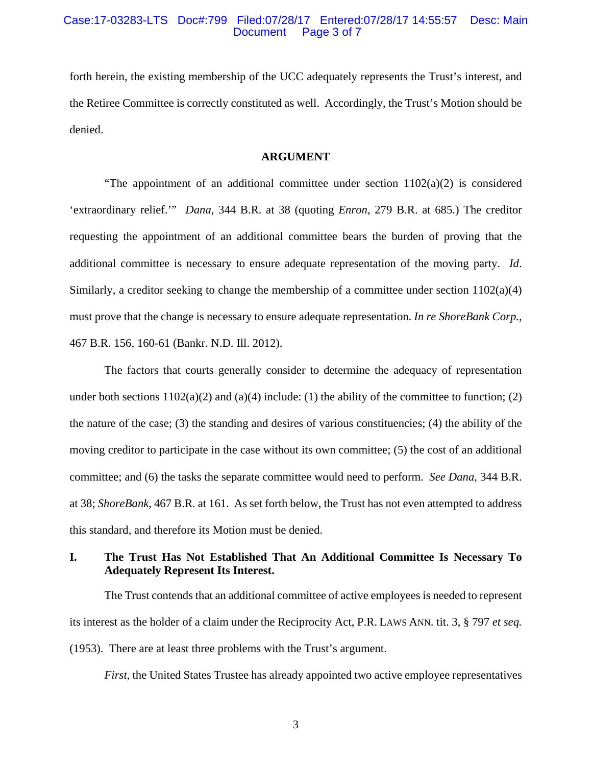forth herein, the existing membership of the UCC adequately represents the Trust's interest, and the Retiree Committee is correctly constituted as well. Accordingly, the Trust's Motion should be denied.

## ARGUMENT

"The appointment of an additional committee under section 1102(a)(2) is considered 'extraordinary relief.'" *Dana*, 344 B.R. at 38 (quoting *Enron*, 279 B.R. at 685.) The creditor requesting the appointment of an additional committee bears the burden of proving that the additional committee is necessary to ensure adequate representation of the moving party. *Id*. Similarly, a creditor seeking to change the membership of a committee under section 1102(a)(4) must prove that the change is necessary to ensure adequate representation. *In re ShoreBank Corp.*, 467 B.R. 156, 160-61 (Bankr. N.D. Ill. 2012).

The factors that courts generally consider to determine the adequacy of representation under both sections 1102(a)(2) and (a)(4) include: (1) the ability of the committee to function; (2) the nature of the case; (3) the standing and desires of various constituencies; (4) the ability of the moving creditor to participate in the case without its own committee; (5) the cost of an additional committee; and (6) the tasks the separate committee would need to perform. *See Dana*, 344 B.R. at 38; *ShoreBank*, 467 B.R. at 161. As set forth below, the Trust has not even attempted to address this standard, and therefore its Motion must be denied.

### I. The Trust Has Not Established That An Additional Committee Is Necessary To Adequately Represent Its Interest.

The Trust contends that an additional committee of active employees is needed to represent its interest as the holder of a claim under the Reciprocity Act, P.R. LAWS ANN. tit. 3, § 797 *et seq.* (1953). There are at least three problems with the Trust's argument.

*First*, the United States Trustee has already appointed two active employee representatives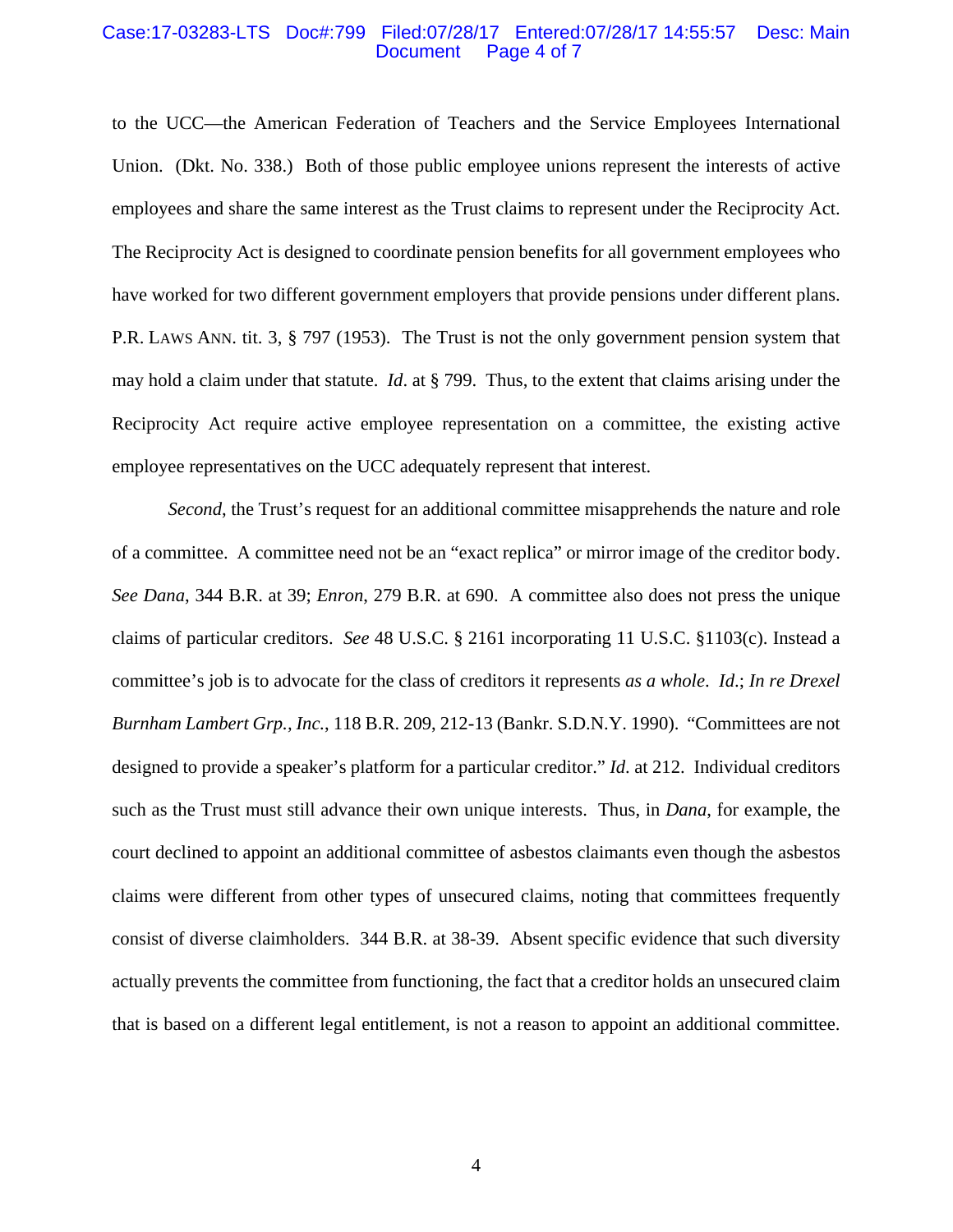to the UCC—the American Federation of Teachers and the Service Employees International Union. (Dkt. No. 338.) Both of those public employee unions represent the interests of active employees and share the same interest as the Trust claims to represent under the Reciprocity Act. The Reciprocity Act is designed to coordinate pension benefits for all government employees who have worked for two different government employers that provide pensions under different plans. P.R. LAWS ANN. tit. 3, § 797 (1953). The Trust is not the only government pension system that may hold a claim under that statute. *Id*. at § 799. Thus, to the extent that claims arising under the Reciprocity Act require active employee representation on a committee, the existing active employee representatives on the UCC adequately represent that interest.

*Second*, the Trust's request for an additional committee misapprehends the nature and role of a committee. A committee need not be an "exact replica" or mirror image of the creditor body. *See Dana*, 344 B.R. at 39; *Enron*, 279 B.R. at 690. A committee also does not press the unique claims of particular creditors. *See* 48 U.S.C. § 2161 incorporating 11 U.S.C. §1103(c). Instead a committee's job is to advocate for the class of creditors it represents *as a whole*. *Id*.; *In re Drexel Burnham Lambert Grp., Inc.*, 118 B.R. 209, 212-13 (Bankr. S.D.N.Y. 1990). "Committees are not designed to provide a speaker's platform for a particular creditor." *Id*. at 212. Individual creditors such as the Trust must still advance their own unique interests. Thus, in *Dana*, for example, the court declined to appoint an additional committee of asbestos claimants even though the asbestos claims were different from other types of unsecured claims, noting that committees frequently consist of diverse claimholders. 344 B.R. at 38-39. Absent specific evidence that such diversity actually prevents the committee from functioning, the fact that a creditor holds an unsecured claim that is based on a different legal entitlement, is not a reason to appoint an additional committee.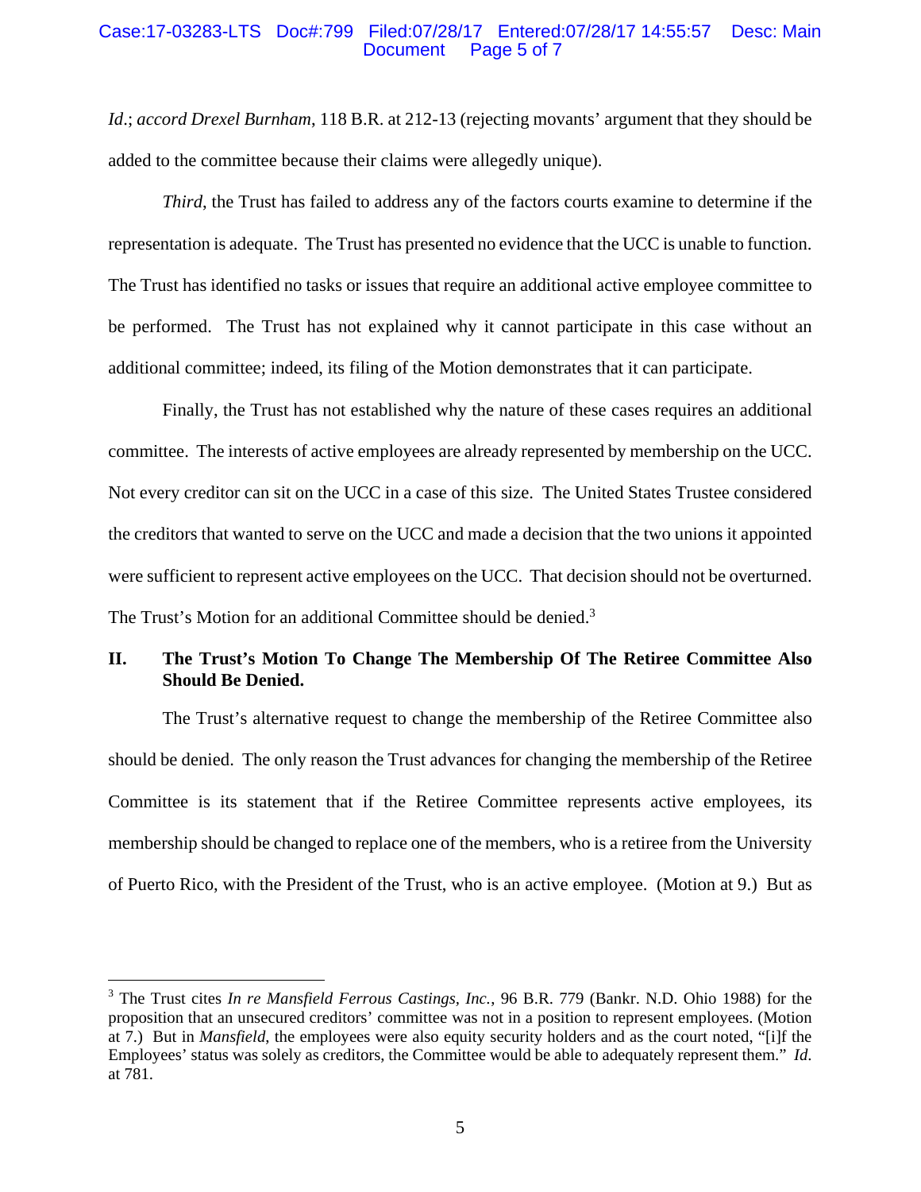*Id*.; *accord Drexel Burnham*, 118 B.R. at 212-13 (rejecting movants' argument that they should be added to the committee because their claims were allegedly unique).

*Third*, the Trust has failed to address any of the factors courts examine to determine if the representation is adequate. The Trust has presented no evidence that the UCC is unable to function. The Trust has identified no tasks or issues that require an additional active employee committee to be performed. The Trust has not explained why it cannot participate in this case without an additional committee; indeed, its filing of the Motion demonstrates that it can participate.

Finally, the Trust has not established why the nature of these cases requires an additional committee. The interests of active employees are already represented by membership on the UCC. Not every creditor can sit on the UCC in a case of this size. The United States Trustee considered the creditors that wanted to serve on the UCC and made a decision that the two unions it appointed were sufficient to represent active employees on the UCC. That decision should not be overturned. The Trust's Motion for an additional Committee should be denied.[3]

## II. The Trust's Motion To Change The Membership Of The Retiree Committee Also Should Be Denied.

The Trust's alternative request to change the membership of the Retiree Committee also should be denied. The only reason the Trust advances for changing the membership of the Retiree Committee is its statement that if the Retiree Committee represents active employees, its membership should be changed to replace one of the members, who is a retiree from the University of Puerto Rico, with the President of the Trust, who is an active employee. (Motion at 9.) But as

---

[3] The Trust cites *In re Mansfield Ferrous Castings, Inc.*, 96 B.R. 779 (Bankr. N.D. Ohio 1988) for the proposition that an unsecured creditors' committee was not in a position to represent employees. (Motion at 7.) But in *Mansfield*, the employees were also equity security holders and as the court noted, "[i]f the Employees' status was solely as creditors, the Committee would be able to adequately represent them." *Id*. at 781.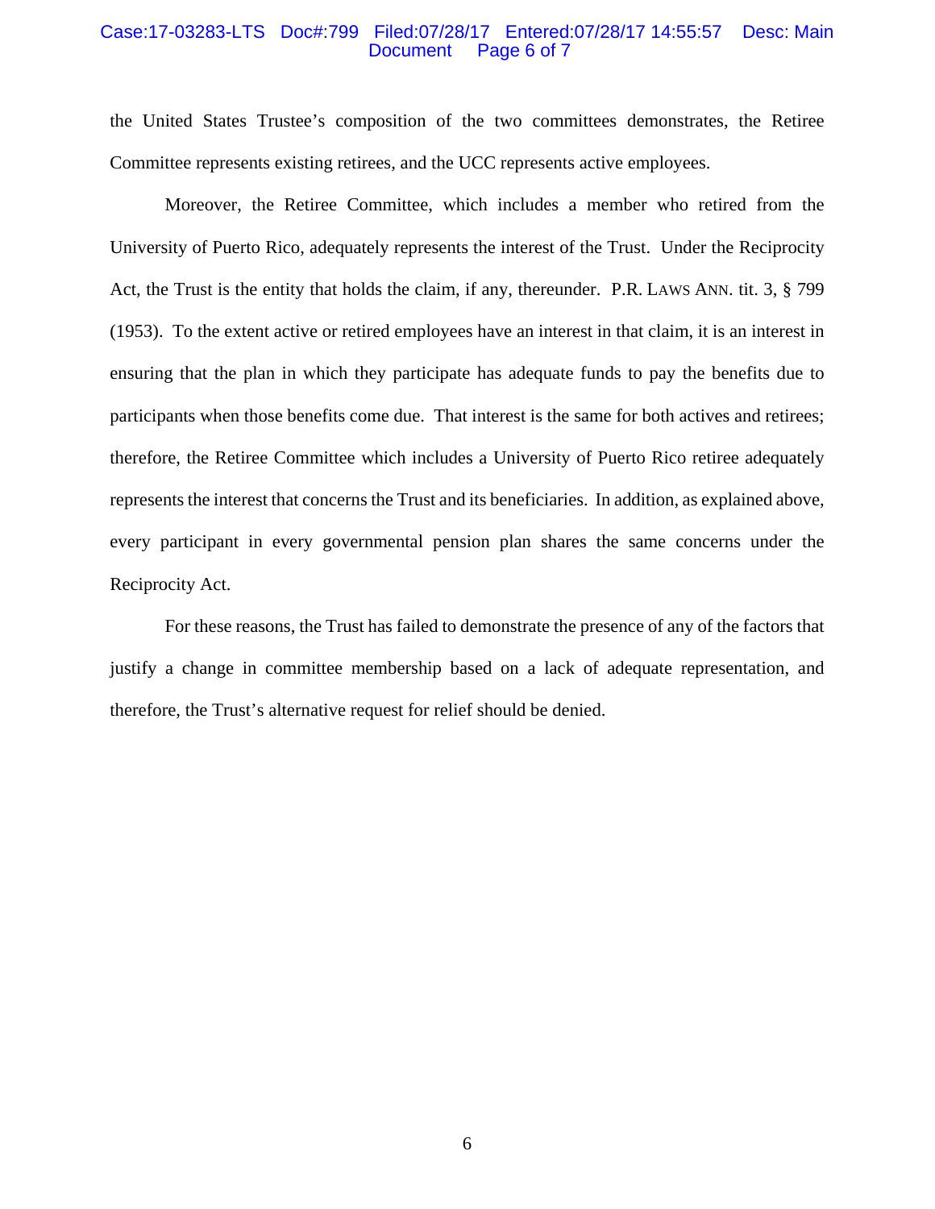the United States Trustee's composition of the two committees demonstrates, the Retiree Committee represents existing retirees, and the UCC represents active employees.

Moreover, the Retiree Committee, which includes a member who retired from the University of Puerto Rico, adequately represents the interest of the Trust. Under the Reciprocity Act, the Trust is the entity that holds the claim, if any, thereunder. P.R. LAWS ANN. tit. 3, § 799 (1953). To the extent active or retired employees have an interest in that claim, it is an interest in ensuring that the plan in which they participate has adequate funds to pay the benefits due to participants when those benefits come due. That interest is the same for both actives and retirees; therefore, the Retiree Committee which includes a University of Puerto Rico retiree adequately represents the interest that concerns the Trust and its beneficiaries. In addition, as explained above, every participant in every governmental pension plan shares the same concerns under the Reciprocity Act.

For these reasons, the Trust has failed to demonstrate the presence of any of the factors that justify a change in committee membership based on a lack of adequate representation, and therefore, the Trust's alternative request for relief should be denied.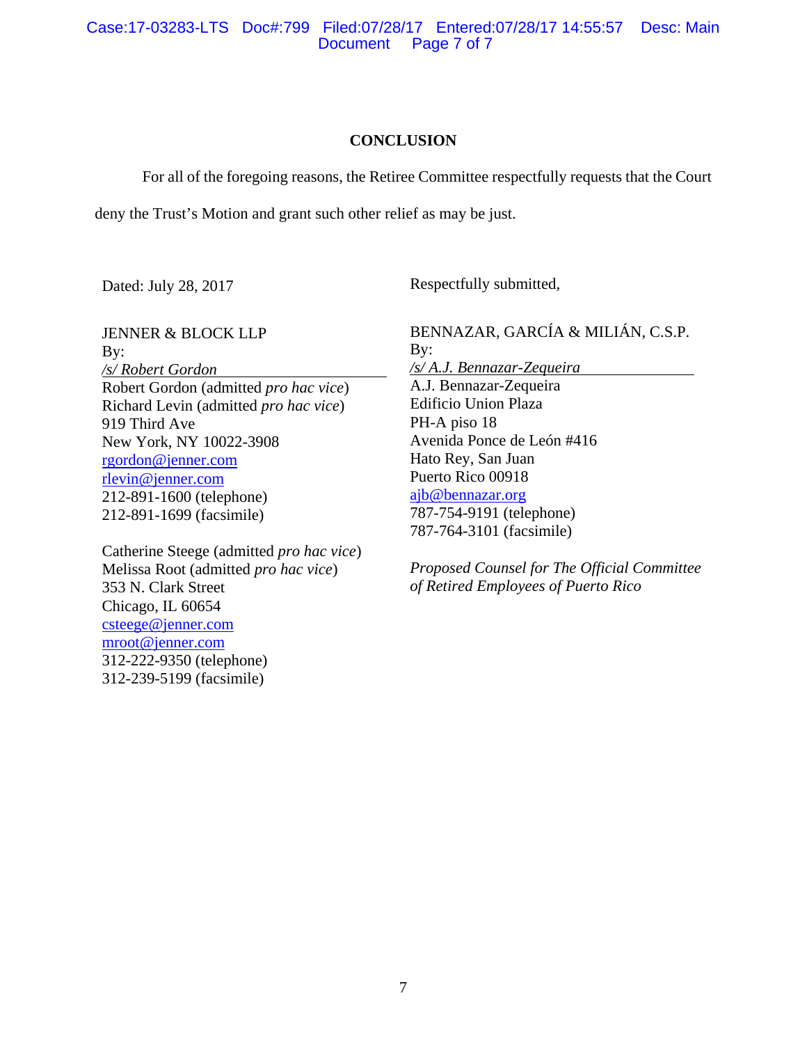## CONCLUSION

For all of the foregoing reasons, the Retiree Committee respectfully requests that the Court deny the Trust's Motion and grant such other relief as may be just.

Dated: July 28, 2017

Respectfully submitted,

JENNER & BLOCK LLP
By:
*/s/ Robert Gordon*
Robert Gordon (admitted *pro hac vice*)
Richard Levin (admitted *pro hac vice*)
919 Third Ave
New York, NY 10022-3908
rgordon@jenner.com
rlevin@jenner.com
212-891-1600 (telephone)
212-891-1699 (facsimile)

Catherine Steege (admitted *pro hac vice*)
Melissa Root (admitted *pro hac vice*)
353 N. Clark Street
Chicago, IL 60654
csteege@jenner.com
mroot@jenner.com
312-222-9350 (telephone)
312-239-5199 (facsimile)

BENNAZAR, GARCÍA & MILIÁN, C.S.P.
By:
*/s/ A.J. Bennazar-Zequeira*
A.J. Bennazar-Zequeira
Edificio Union Plaza
PH-A piso 18
Avenida Ponce de León #416
Hato Rey, San Juan
Puerto Rico 00918
ajb@bennazar.org
787-754-9191 (telephone)
787-764-3101 (facsimile)

*Proposed Counsel for The Official Committee of Retired Employees of Puerto Rico*